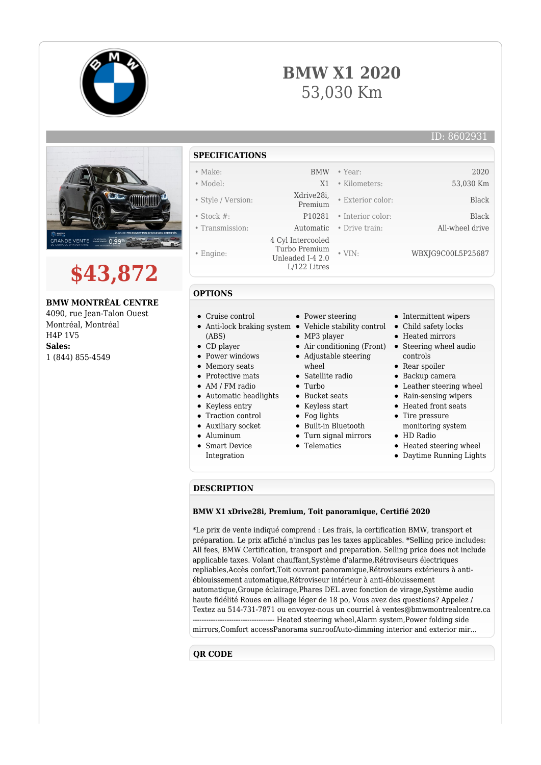# BMW X1 2020

53,030 Km

ID: 8602931

**$43,872**

**BMW MONTRÉAL CENTRE**
4090, rue Jean-Talon Ouest
Montréal, Montréal
H4P 1V5
**Sales:**
1 (844) 855-4549

## SPECIFICATIONS

| | | | |
|---|---|---|---|
| • Make: | BMW | • Year: | 2020 |
| • Model: | X1 | • Kilometers: | 53,030 Km |
| • Style / Version: | Xdrive28i, Premium | • Exterior color: | Black |
| • Stock #: | P10281 | • Interior color: | Black |
| • Transmission: | Automatic | • Drive train: | All-wheel drive |
| • Engine: | 4 Cyl Intercooled Turbo Premium Unleaded I-4 2.0 L/122 Litres | • VIN: | WBXJG9C00L5P25687 |

## OPTIONS

- Cruise control
- Anti-lock braking system (ABS)
- CD player
- Power windows
- Memory seats
- Protective mats
- AM / FM radio
- Automatic headlights
- Keyless entry
- Traction control
- Auxiliary socket
- Aluminum
- Smart Device Integration
- Power steering
- Vehicle stability control
- MP3 player
- Air conditioning (Front)
- Adjustable steering wheel
- Satellite radio
- Turbo
- Bucket seats
- Keyless start
- Fog lights
- Built-in Bluetooth
- Turn signal mirrors
- Telematics
- Intermittent wipers
- Child safety locks
- Heated mirrors
- Steering wheel audio controls
- Rear spoiler
- Backup camera
- Leather steering wheel
- Rain-sensing wipers
- Heated front seats
- Tire pressure monitoring system
- HD Radio
- Heated steering wheel
- Daytime Running Lights

## DESCRIPTION

**BMW X1 xDrive28i, Premium, Toit panoramique, Certifié 2020**

*Le prix de vente indiqué comprend : Les frais, la certification BMW, transport et préparation. Le prix affiché n'inclus pas les taxes applicables. *Selling price includes: All fees, BMW Certification, transport and preparation. Selling price does not include applicable taxes. Volant chauffant,Système d'alarme,Rétroviseurs électriques repliables,Accès confort,Toit ouvrant panoramique,Rétroviseurs extérieurs à anti-éblouissement automatique,Rétroviseur intérieur à anti-éblouissement automatique,Groupe éclairage,Phares DEL avec fonction de virage,Système audio haute fidélité Roues en alliage léger de 18 po, Vous avez des questions? Appelez / Textez au 514-731-7871 ou envoyez-nous un courriel à ventes@bmwmontrealcentre.ca ------------------------------------ Heated steering wheel,Alarm system,Power folding side mirrors,Comfort accessPanorama sunroofAuto-dimming interior and exterior mir...

## QR CODE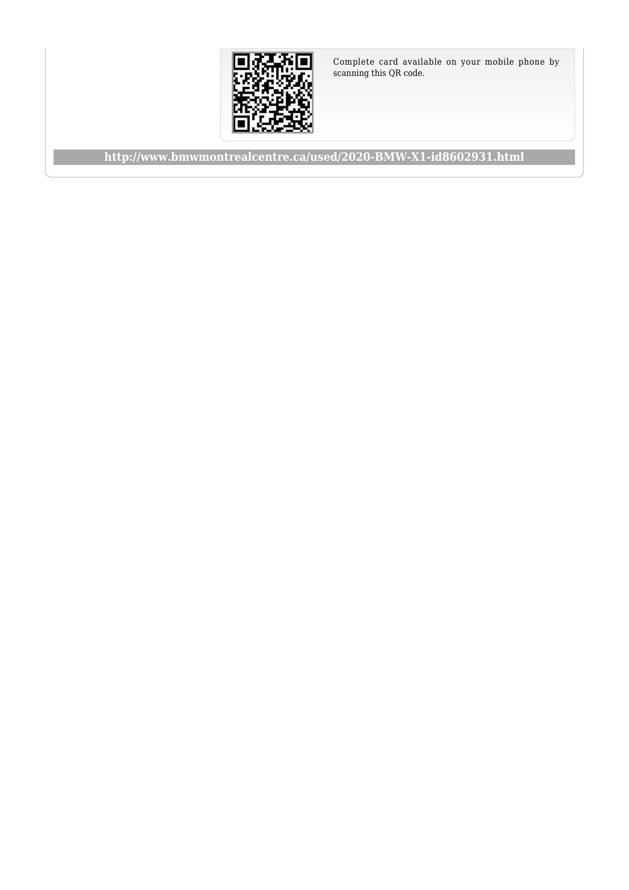Complete card available on your mobile phone by scanning this QR code.

**http://www.bmwmontrealcentre.ca/used/2020-BMW-X1-id8602931.html**